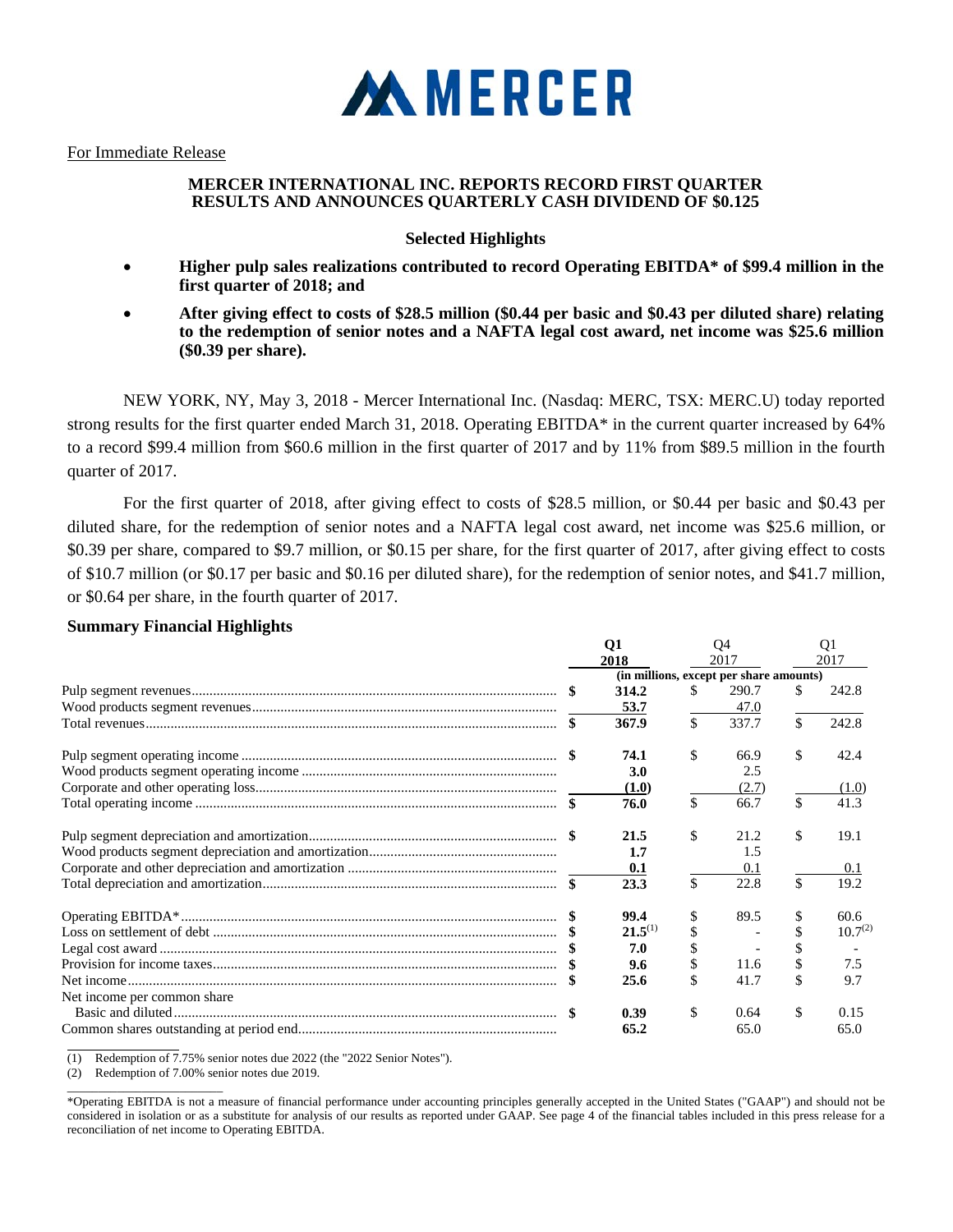MERCER

For Immediate Release

## MERCER INTERNATIONAL INC. REPORTS RECORD FIRST QUARTER RESULTS AND ANNOUNCES QUARTERLY CASH DIVIDEND OF $0.125

### Selected Highlights

- **Higher pulp sales realizations contributed to record Operating EBITDA* of $99.4 million in the first quarter of 2018; and**
- **After giving effect to costs of $28.5 million ($0.44 per basic and $0.43 per diluted share) relating to the redemption of senior notes and a NAFTA legal cost award, net income was $25.6 million ($0.39 per share).**

NEW YORK, NY, May 3, 2018 - Mercer International Inc. (Nasdaq: MERC, TSX: MERC.U) today reported strong results for the first quarter ended March 31, 2018. Operating EBITDA* in the current quarter increased by 64% to a record $99.4 million from $60.6 million in the first quarter of 2017 and by 11% from $89.5 million in the fourth quarter of 2017.

For the first quarter of 2018, after giving effect to costs of $28.5 million, or $0.44 per basic and $0.43 per diluted share, for the redemption of senior notes and a NAFTA legal cost award, net income was $25.6 million, or $0.39 per share, compared to $9.7 million, or $0.15 per share, for the first quarter of 2017, after giving effect to costs of $10.7 million (or $0.17 per basic and $0.16 per diluted share), for the redemption of senior notes, and $41.7 million, or $0.64 per share, in the fourth quarter of 2017.

**Summary Financial Highlights**

| | Q1 2018 | Q4 2017 | Q1 2017 |
|---|---|---|---|
| | (in millions, except per share amounts) | | |
| Pulp segment revenues | **$ 314.2** | $ 290.7 | $ 242.8 |
| Wood products segment revenues | **53.7** | 47.0 | |
| Total revenues | **$ 367.9** | $ 337.7 | $ 242.8 |
| Pulp segment operating income | **$ 74.1** | $ 66.9 | $ 42.4 |
| Wood products segment operating income | **3.0** | 2.5 | |
| Corporate and other operating loss | **(1.0)** | (2.7) | (1.0) |
| Total operating income | **$ 76.0** | $ 66.7 | $ 41.3 |
| Pulp segment depreciation and amortization | **$ 21.5** | $ 21.2 | $ 19.1 |
| Wood products segment depreciation and amortization | **1.7** | 1.5 | |
| Corporate and other depreciation and amortization | **0.1** | 0.1 | 0.1 |
| Total depreciation and amortization | **$ 23.3** | $ 22.8 | $ 19.2 |
| Operating EBITDA* | **$ 99.4** | $ 89.5 | $ 60.6 |
| Loss on settlement of debt | **$ 21.5**(1) | $ - | $ 10.7(2) |
| Legal cost award | **$ 7.0** | $ - | $ - |
| Provision for income taxes | **$ 9.6** | $ 11.6 | $ 7.5 |
| Net income | **$ 25.6** | $ 41.7 | $ 9.7 |
| Net income per common share | | | |
| Basic and diluted | **$ 0.39** | $ 0.64 | $ 0.15 |
| Common shares outstanding at period end | **65.2** | 65.0 | 65.0 |

(1) Redemption of 7.75% senior notes due 2022 (the "2022 Senior Notes").

(2) Redemption of 7.00% senior notes due 2019.

*Operating EBITDA is not a measure of financial performance under accounting principles generally accepted in the United States ("GAAP") and should not be considered in isolation or as a substitute for analysis of our results as reported under GAAP. See page 4 of the financial tables included in this press release for a reconciliation of net income to Operating EBITDA.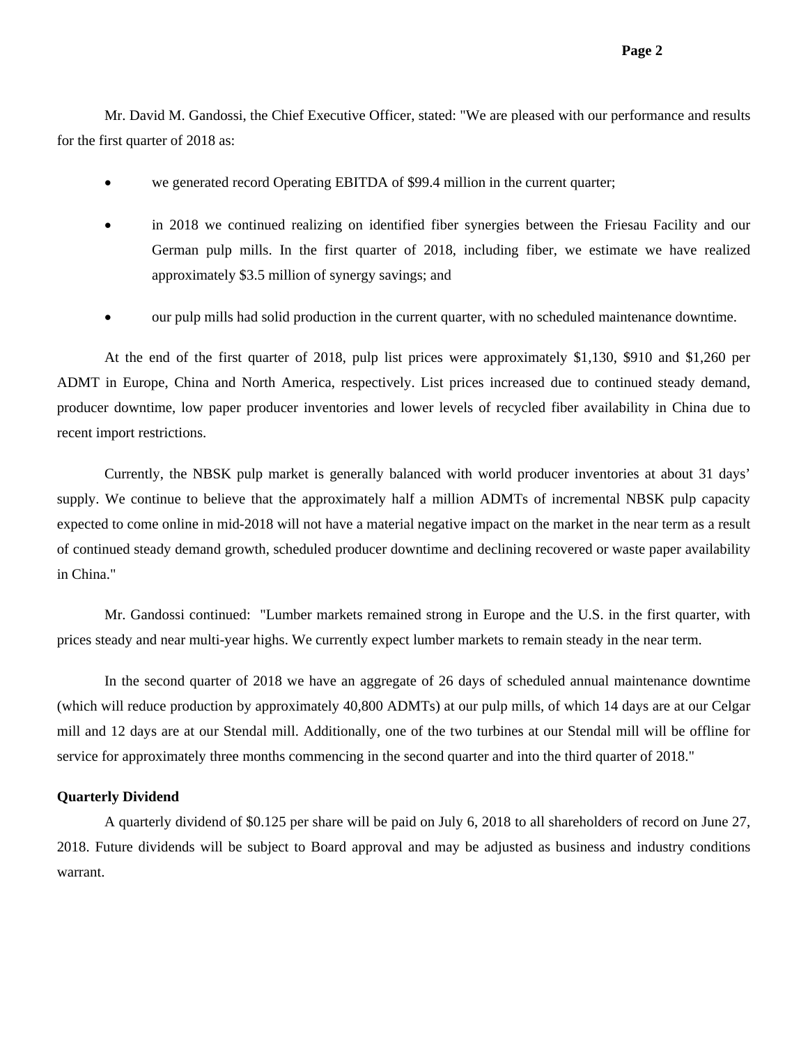Mr. David M. Gandossi, the Chief Executive Officer, stated: "We are pleased with our performance and results for the first quarter of 2018 as:

- we generated record Operating EBITDA of $99.4 million in the current quarter;
- in 2018 we continued realizing on identified fiber synergies between the Friesau Facility and our German pulp mills. In the first quarter of 2018, including fiber, we estimate we have realized approximately $3.5 million of synergy savings; and
- our pulp mills had solid production in the current quarter, with no scheduled maintenance downtime.

At the end of the first quarter of 2018, pulp list prices were approximately $1,130, $910 and $1,260 per ADMT in Europe, China and North America, respectively. List prices increased due to continued steady demand, producer downtime, low paper producer inventories and lower levels of recycled fiber availability in China due to recent import restrictions.

Currently, the NBSK pulp market is generally balanced with world producer inventories at about 31 days' supply. We continue to believe that the approximately half a million ADMTs of incremental NBSK pulp capacity expected to come online in mid-2018 will not have a material negative impact on the market in the near term as a result of continued steady demand growth, scheduled producer downtime and declining recovered or waste paper availability in China."

Mr. Gandossi continued: "Lumber markets remained strong in Europe and the U.S. in the first quarter, with prices steady and near multi-year highs. We currently expect lumber markets to remain steady in the near term.

In the second quarter of 2018 we have an aggregate of 26 days of scheduled annual maintenance downtime (which will reduce production by approximately 40,800 ADMTs) at our pulp mills, of which 14 days are at our Celgar mill and 12 days are at our Stendal mill. Additionally, one of the two turbines at our Stendal mill will be offline for service for approximately three months commencing in the second quarter and into the third quarter of 2018."

**Quarterly Dividend**

A quarterly dividend of $0.125 per share will be paid on July 6, 2018 to all shareholders of record on June 27, 2018. Future dividends will be subject to Board approval and may be adjusted as business and industry conditions warrant.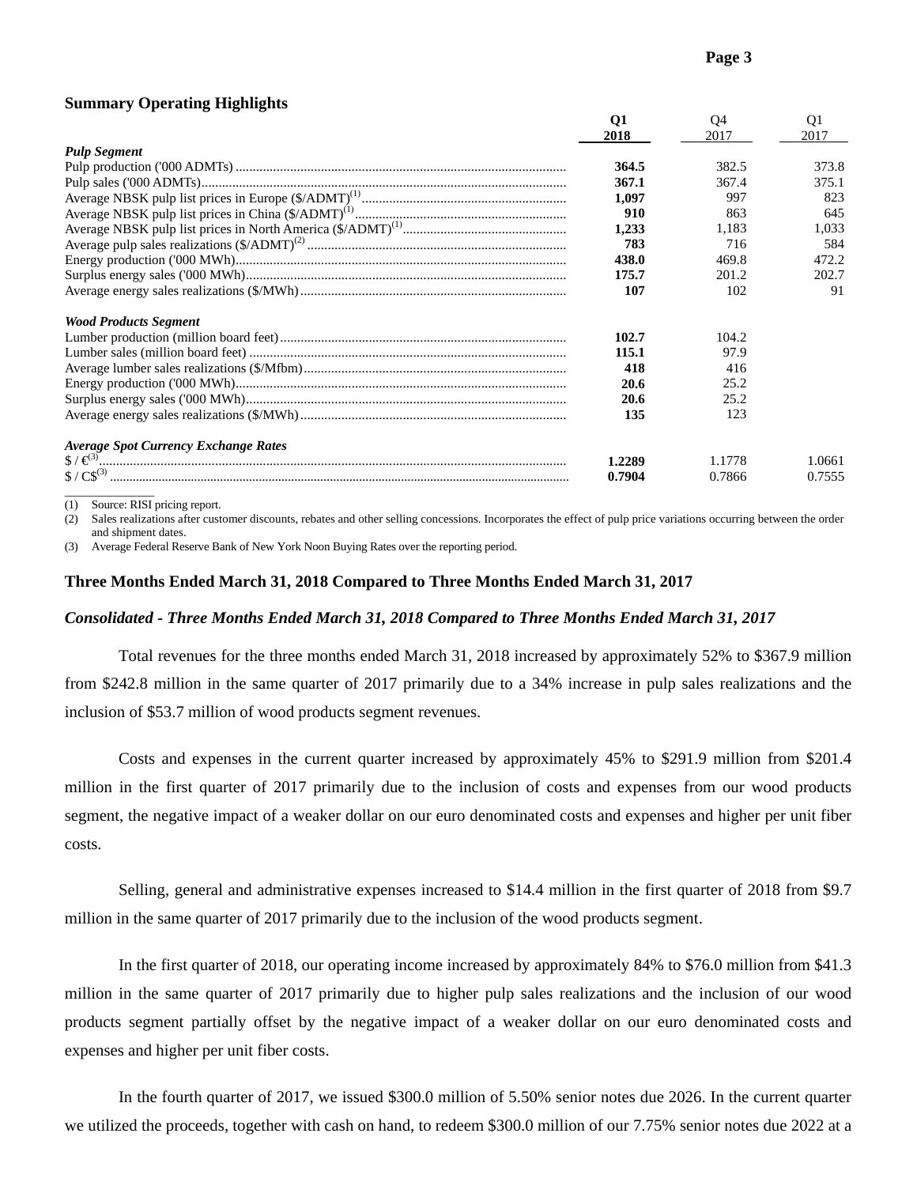### Summary Operating Highlights

| | Q1 2018 | Q4 2017 | Q1 2017 |
|---|---|---|---|
| ***Pulp Segment*** | | | |
| Pulp production ('000 ADMTs) | **364.5** | 382.5 | 373.8 |
| Pulp sales ('000 ADMTs) | **367.1** | 367.4 | 375.1 |
| Average NBSK pulp list prices in Europe ($/ADMT)[(1)] | **1,097** | 997 | 823 |
| Average NBSK pulp list prices in China ($/ADMT)[(1)] | **910** | 863 | 645 |
| Average NBSK pulp list prices in North America ($/ADMT)[(1)] | **1,233** | 1,183 | 1,033 |
| Average pulp sales realizations ($/ADMT)[(2)] | **783** | 716 | 584 |
| Energy production ('000 MWh) | **438.0** | 469.8 | 472.2 |
| Surplus energy sales ('000 MWh) | **175.7** | 201.2 | 202.7 |
| Average energy sales realizations ($/MWh) | **107** | 102 | 91 |
| ***Wood Products Segment*** | | | |
| Lumber production (million board feet) | **102.7** | 104.2 | |
| Lumber sales (million board feet) | **115.1** | 97.9 | |
| Average lumber sales realizations ($/Mfbm) | **418** | 416 | |
| Energy production ('000 MWh) | **20.6** | 25.2 | |
| Surplus energy sales ('000 MWh) | **20.6** | 25.2 | |
| Average energy sales realizations ($/MWh) | **135** | 123 | |
| ***Average Spot Currency Exchange Rates*** | | | |
| $ / €[(3)] | **1.2289** | 1.1778 | 1.0661 |
| $ / C$[(3)] | **0.7904** | 0.7866 | 0.7555 |

(1) Source: RISI pricing report.

(2) Sales realizations after customer discounts, rebates and other selling concessions. Incorporates the effect of pulp price variations occurring between the order and shipment dates.

(3) Average Federal Reserve Bank of New York Noon Buying Rates over the reporting period.

### Three Months Ended March 31, 2018 Compared to Three Months Ended March 31, 2017

***Consolidated - Three Months Ended March 31, 2018 Compared to Three Months Ended March 31, 2017***

Total revenues for the three months ended March 31, 2018 increased by approximately 52% to $367.9 million from $242.8 million in the same quarter of 2017 primarily due to a 34% increase in pulp sales realizations and the inclusion of $53.7 million of wood products segment revenues.

Costs and expenses in the current quarter increased by approximately 45% to $291.9 million from $201.4 million in the first quarter of 2017 primarily due to the inclusion of costs and expenses from our wood products segment, the negative impact of a weaker dollar on our euro denominated costs and expenses and higher per unit fiber costs.

Selling, general and administrative expenses increased to $14.4 million in the first quarter of 2018 from $9.7 million in the same quarter of 2017 primarily due to the inclusion of the wood products segment.

In the first quarter of 2018, our operating income increased by approximately 84% to $76.0 million from $41.3 million in the same quarter of 2017 primarily due to higher pulp sales realizations and the inclusion of our wood products segment partially offset by the negative impact of a weaker dollar on our euro denominated costs and expenses and higher per unit fiber costs.

In the fourth quarter of 2017, we issued $300.0 million of 5.50% senior notes due 2026. In the current quarter we utilized the proceeds, together with cash on hand, to redeem $300.0 million of our 7.75% senior notes due 2022 at a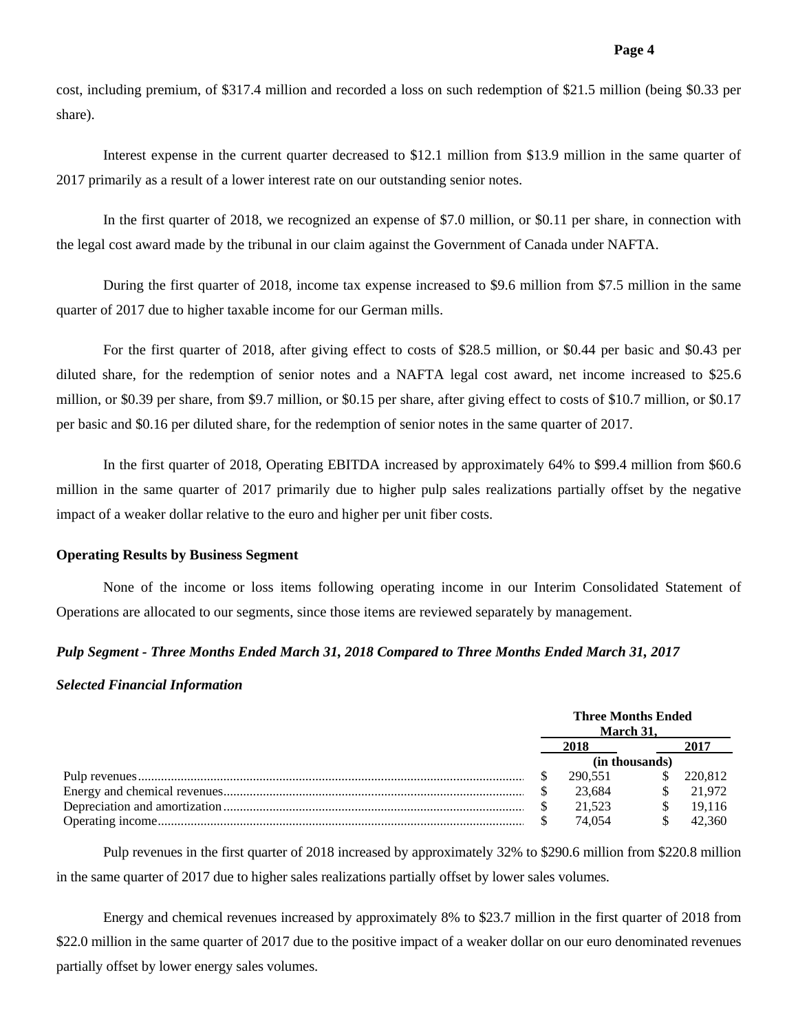cost, including premium, of $317.4 million and recorded a loss on such redemption of $21.5 million (being $0.33 per share).

Interest expense in the current quarter decreased to $12.1 million from $13.9 million in the same quarter of 2017 primarily as a result of a lower interest rate on our outstanding senior notes.

In the first quarter of 2018, we recognized an expense of $7.0 million, or $0.11 per share, in connection with the legal cost award made by the tribunal in our claim against the Government of Canada under NAFTA.

During the first quarter of 2018, income tax expense increased to $9.6 million from $7.5 million in the same quarter of 2017 due to higher taxable income for our German mills.

For the first quarter of 2018, after giving effect to costs of $28.5 million, or $0.44 per basic and $0.43 per diluted share, for the redemption of senior notes and a NAFTA legal cost award, net income increased to $25.6 million, or $0.39 per share, from $9.7 million, or $0.15 per share, after giving effect to costs of $10.7 million, or $0.17 per basic and $0.16 per diluted share, for the redemption of senior notes in the same quarter of 2017.

In the first quarter of 2018, Operating EBITDA increased by approximately 64% to $99.4 million from $60.6 million in the same quarter of 2017 primarily due to higher pulp sales realizations partially offset by the negative impact of a weaker dollar relative to the euro and higher per unit fiber costs.

**Operating Results by Business Segment**

None of the income or loss items following operating income in our Interim Consolidated Statement of Operations are allocated to our segments, since those items are reviewed separately by management.

***Pulp Segment - Three Months Ended March 31, 2018 Compared to Three Months Ended March 31, 2017***

***Selected Financial Information***

| | Three Months Ended March 31, | |
|---|---|---|
| | 2018 | 2017 |
| | (in thousands) | |
| Pulp revenues | $ 290,551 | $ 220,812 |
| Energy and chemical revenues | $ 23,684 | $ 21,972 |
| Depreciation and amortization | $ 21,523 | $ 19,116 |
| Operating income | $ 74,054 | $ 42,360 |

Pulp revenues in the first quarter of 2018 increased by approximately 32% to $290.6 million from $220.8 million in the same quarter of 2017 due to higher sales realizations partially offset by lower sales volumes.

Energy and chemical revenues increased by approximately 8% to $23.7 million in the first quarter of 2018 from $22.0 million in the same quarter of 2017 due to the positive impact of a weaker dollar on our euro denominated revenues partially offset by lower energy sales volumes.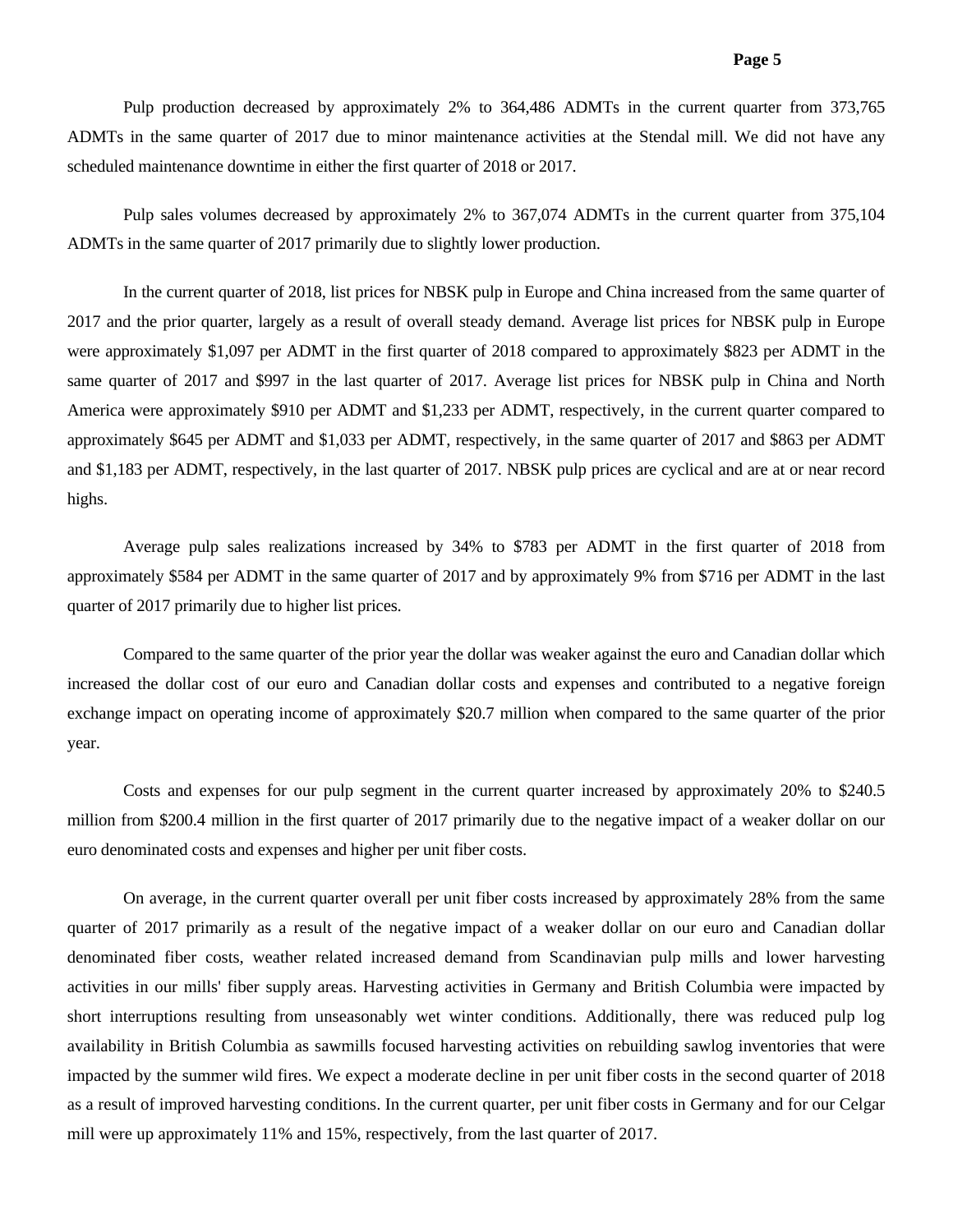Pulp production decreased by approximately 2% to 364,486 ADMTs in the current quarter from 373,765 ADMTs in the same quarter of 2017 due to minor maintenance activities at the Stendal mill. We did not have any scheduled maintenance downtime in either the first quarter of 2018 or 2017.

Pulp sales volumes decreased by approximately 2% to 367,074 ADMTs in the current quarter from 375,104 ADMTs in the same quarter of 2017 primarily due to slightly lower production.

In the current quarter of 2018, list prices for NBSK pulp in Europe and China increased from the same quarter of 2017 and the prior quarter, largely as a result of overall steady demand. Average list prices for NBSK pulp in Europe were approximately $1,097 per ADMT in the first quarter of 2018 compared to approximately $823 per ADMT in the same quarter of 2017 and $997 in the last quarter of 2017. Average list prices for NBSK pulp in China and North America were approximately $910 per ADMT and $1,233 per ADMT, respectively, in the current quarter compared to approximately $645 per ADMT and $1,033 per ADMT, respectively, in the same quarter of 2017 and $863 per ADMT and $1,183 per ADMT, respectively, in the last quarter of 2017. NBSK pulp prices are cyclical and are at or near record highs.

Average pulp sales realizations increased by 34% to $783 per ADMT in the first quarter of 2018 from approximately $584 per ADMT in the same quarter of 2017 and by approximately 9% from $716 per ADMT in the last quarter of 2017 primarily due to higher list prices.

Compared to the same quarter of the prior year the dollar was weaker against the euro and Canadian dollar which increased the dollar cost of our euro and Canadian dollar costs and expenses and contributed to a negative foreign exchange impact on operating income of approximately $20.7 million when compared to the same quarter of the prior year.

Costs and expenses for our pulp segment in the current quarter increased by approximately 20% to $240.5 million from $200.4 million in the first quarter of 2017 primarily due to the negative impact of a weaker dollar on our euro denominated costs and expenses and higher per unit fiber costs.

On average, in the current quarter overall per unit fiber costs increased by approximately 28% from the same quarter of 2017 primarily as a result of the negative impact of a weaker dollar on our euro and Canadian dollar denominated fiber costs, weather related increased demand from Scandinavian pulp mills and lower harvesting activities in our mills' fiber supply areas. Harvesting activities in Germany and British Columbia were impacted by short interruptions resulting from unseasonably wet winter conditions. Additionally, there was reduced pulp log availability in British Columbia as sawmills focused harvesting activities on rebuilding sawlog inventories that were impacted by the summer wild fires. We expect a moderate decline in per unit fiber costs in the second quarter of 2018 as a result of improved harvesting conditions. In the current quarter, per unit fiber costs in Germany and for our Celgar mill were up approximately 11% and 15%, respectively, from the last quarter of 2017.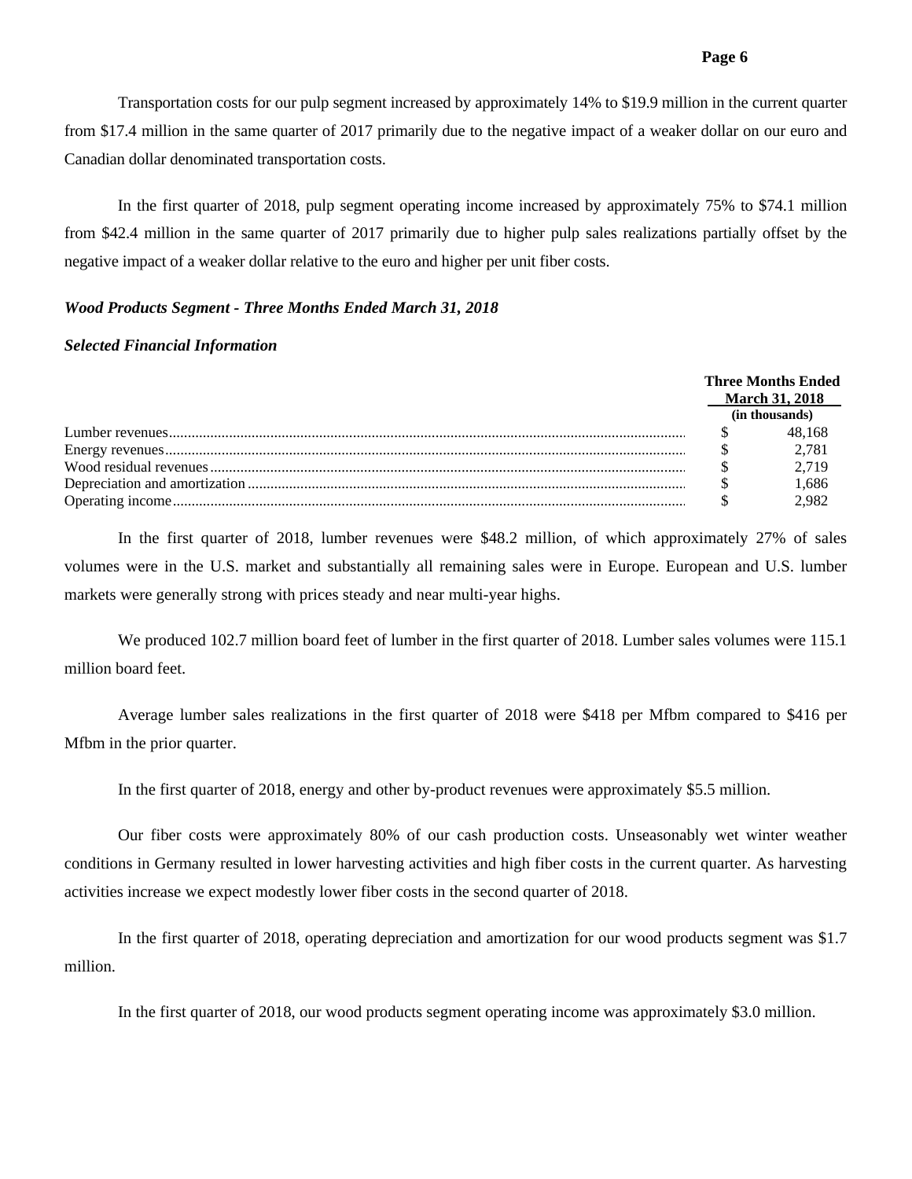Transportation costs for our pulp segment increased by approximately 14% to $19.9 million in the current quarter from $17.4 million in the same quarter of 2017 primarily due to the negative impact of a weaker dollar on our euro and Canadian dollar denominated transportation costs.

In the first quarter of 2018, pulp segment operating income increased by approximately 75% to $74.1 million from $42.4 million in the same quarter of 2017 primarily due to higher pulp sales realizations partially offset by the negative impact of a weaker dollar relative to the euro and higher per unit fiber costs.

***Wood Products Segment - Three Months Ended March 31, 2018***

***Selected Financial Information***

| | Three Months Ended March 31, 2018 (in thousands) |
|---|---|
| Lumber revenues | $ 48,168 |
| Energy revenues | $ 2,781 |
| Wood residual revenues | $ 2,719 |
| Depreciation and amortization | $ 1,686 |
| Operating income | $ 2,982 |

In the first quarter of 2018, lumber revenues were $48.2 million, of which approximately 27% of sales volumes were in the U.S. market and substantially all remaining sales were in Europe. European and U.S. lumber markets were generally strong with prices steady and near multi-year highs.

We produced 102.7 million board feet of lumber in the first quarter of 2018. Lumber sales volumes were 115.1 million board feet.

Average lumber sales realizations in the first quarter of 2018 were $418 per Mfbm compared to $416 per Mfbm in the prior quarter.

In the first quarter of 2018, energy and other by-product revenues were approximately $5.5 million.

Our fiber costs were approximately 80% of our cash production costs. Unseasonably wet winter weather conditions in Germany resulted in lower harvesting activities and high fiber costs in the current quarter. As harvesting activities increase we expect modestly lower fiber costs in the second quarter of 2018.

In the first quarter of 2018, operating depreciation and amortization for our wood products segment was $1.7 million.

In the first quarter of 2018, our wood products segment operating income was approximately $3.0 million.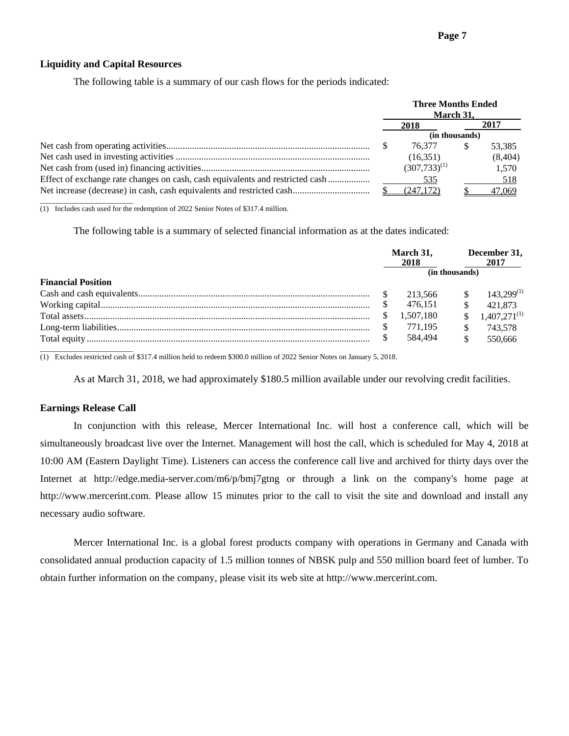### Liquidity and Capital Resources

The following table is a summary of our cash flows for the periods indicated:

| | Three Months Ended March 31, | |
|---|---|---|
| | 2018 | 2017 |
| | (in thousands) | |
| Net cash from operating activities | $ 76,377 | $ 53,385 |
| Net cash used in investing activities | (16,351) | (8,404) |
| Net cash from (used in) financing activities | (307,733)[(1)] | 1,570 |
| Effect of exchange rate changes on cash, cash equivalents and restricted cash | 535 | 518 |
| Net increase (decrease) in cash, cash equivalents and restricted cash | $ (247,172) | $ 47,069 |

(1) Includes cash used for the redemption of 2022 Senior Notes of $317.4 million.

The following table is a summary of selected financial information as at the dates indicated:

| | March 31, 2018 | December 31, 2017 |
|---|---|---|
| | (in thousands) | |
| **Financial Position** | | |
| Cash and cash equivalents | $ 213,566 | $ 143,299[(1)] |
| Working capital | $ 476,151 | $ 421,873 |
| Total assets | $ 1,507,180 | $ 1,407,271[(1)] |
| Long-term liabilities | $ 771,195 | $ 743,578 |
| Total equity | $ 584,494 | $ 550,666 |

(1) Excludes restricted cash of $317.4 million held to redeem $300.0 million of 2022 Senior Notes on January 5, 2018.

As at March 31, 2018, we had approximately $180.5 million available under our revolving credit facilities.

### Earnings Release Call

In conjunction with this release, Mercer International Inc. will host a conference call, which will be simultaneously broadcast live over the Internet. Management will host the call, which is scheduled for May 4, 2018 at 10:00 AM (Eastern Daylight Time). Listeners can access the conference call live and archived for thirty days over the Internet at http://edge.media-server.com/m6/p/bmj7gtng or through a link on the company's home page at http://www.mercerint.com. Please allow 15 minutes prior to the call to visit the site and download and install any necessary audio software.

Mercer International Inc. is a global forest products company with operations in Germany and Canada with consolidated annual production capacity of 1.5 million tonnes of NBSK pulp and 550 million board feet of lumber. To obtain further information on the company, please visit its web site at http://www.mercerint.com.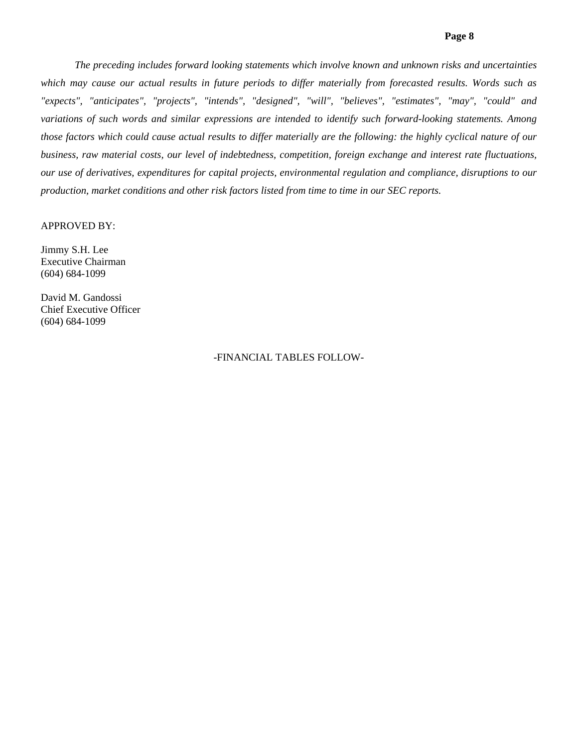*The preceding includes forward looking statements which involve known and unknown risks and uncertainties which may cause our actual results in future periods to differ materially from forecasted results. Words such as "expects", "anticipates", "projects", "intends", "designed", "will", "believes", "estimates", "may", "could" and variations of such words and similar expressions are intended to identify such forward-looking statements. Among those factors which could cause actual results to differ materially are the following: the highly cyclical nature of our business, raw material costs, our level of indebtedness, competition, foreign exchange and interest rate fluctuations, our use of derivatives, expenditures for capital projects, environmental regulation and compliance, disruptions to our production, market conditions and other risk factors listed from time to time in our SEC reports.*

APPROVED BY:

Jimmy S.H. Lee
Executive Chairman
(604) 684-1099

David M. Gandossi
Chief Executive Officer
(604) 684-1099

-FINANCIAL TABLES FOLLOW-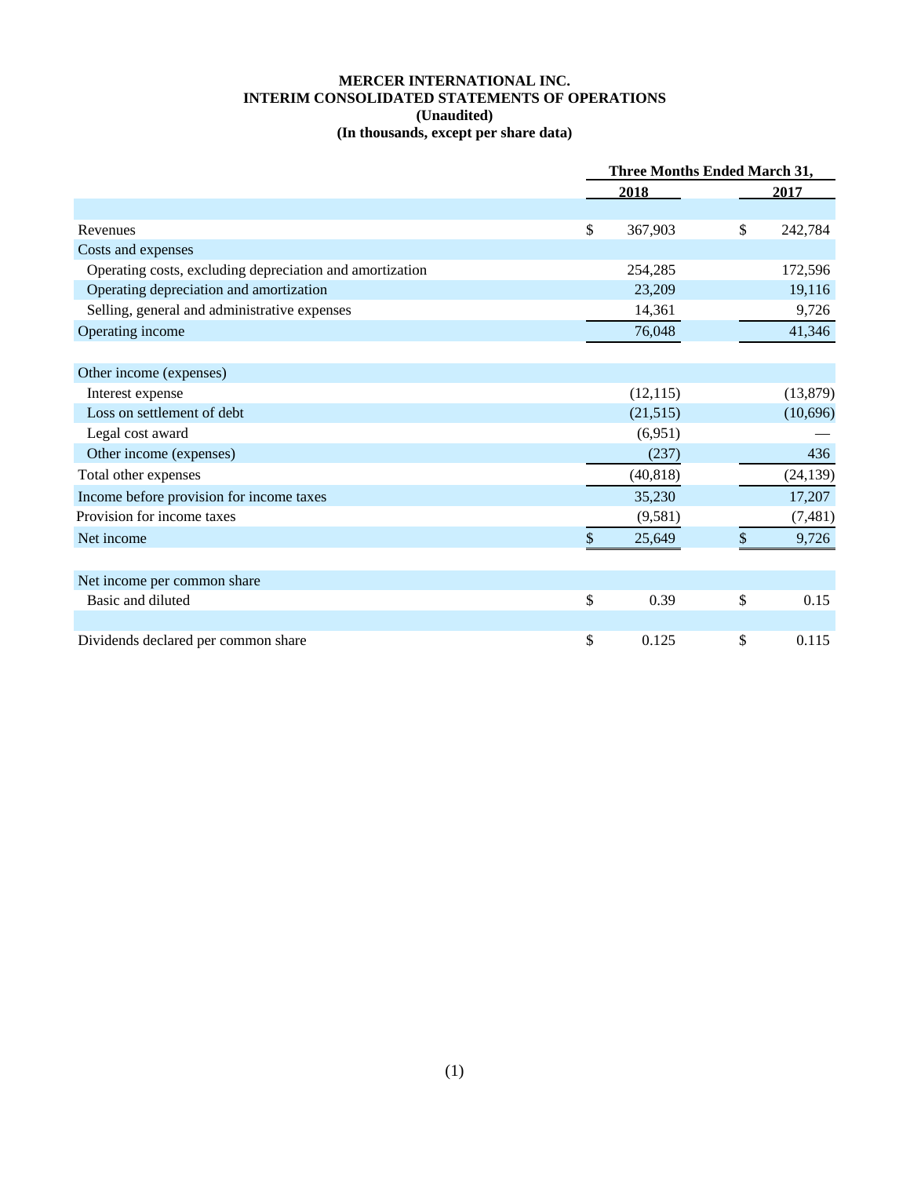**MERCER INTERNATIONAL INC.**
**INTERIM CONSOLIDATED STATEMENTS OF OPERATIONS**
**(Unaudited)**
**(In thousands, except per share data)**

| | Three Months Ended March 31, | |
|---|---|---|
| | **2018** | **2017** |
| Revenues | $ 367,903 | $ 242,784 |
| Costs and expenses | | |
| Operating costs, excluding depreciation and amortization | 254,285 | 172,596 |
| Operating depreciation and amortization | 23,209 | 19,116 |
| Selling, general and administrative expenses | 14,361 | 9,726 |
| Operating income | 76,048 | 41,346 |
| | | |
| Other income (expenses) | | |
| Interest expense | (12,115) | (13,879) |
| Loss on settlement of debt | (21,515) | (10,696) |
| Legal cost award | (6,951) | — |
| Other income (expenses) | (237) | 436 |
| Total other expenses | (40,818) | (24,139) |
| Income before provision for income taxes | 35,230 | 17,207 |
| Provision for income taxes | (9,581) | (7,481) |
| Net income | $ 25,649 | $ 9,726 |
| | | |
| Net income per common share | | |
| Basic and diluted | $ 0.39 | $ 0.15 |
| | | |
| Dividends declared per common share | $ 0.125 | $ 0.115 |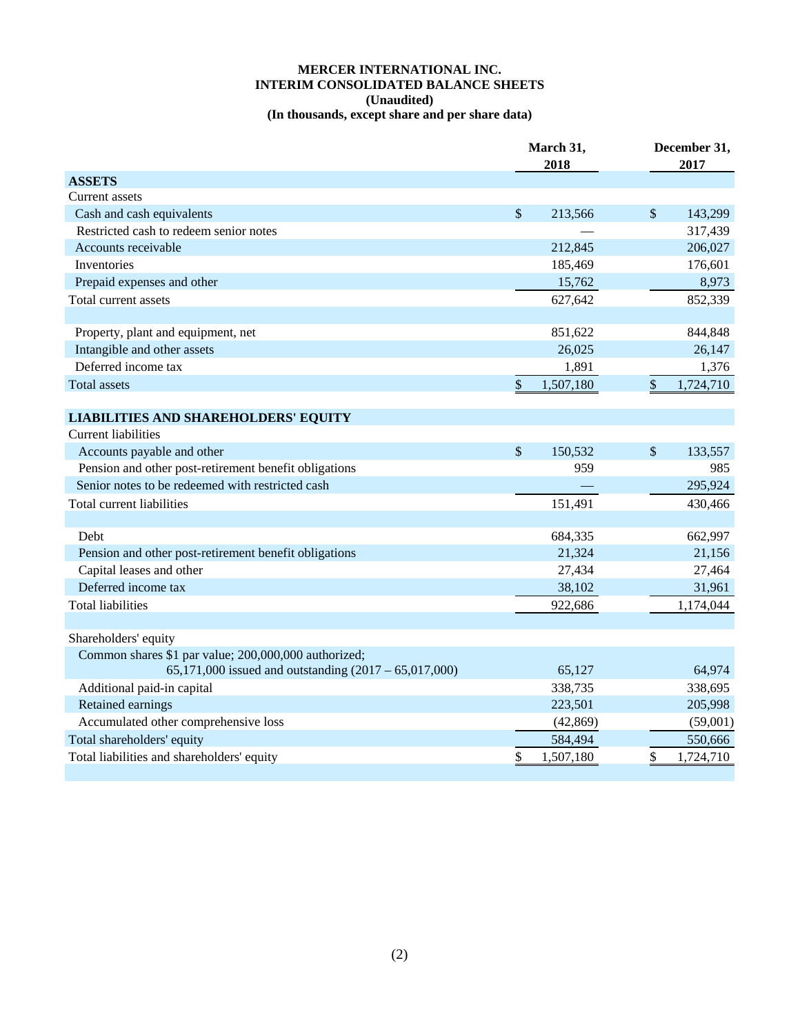**MERCER INTERNATIONAL INC.**
**INTERIM CONSOLIDATED BALANCE SHEETS**
**(Unaudited)**
**(In thousands, except share and per share data)**

| | March 31, 2018 | December 31, 2017 |
|---|---|---|
| **ASSETS** | | |
| Current assets | | |
| Cash and cash equivalents | $ 213,566 | $ 143,299 |
| Restricted cash to redeem senior notes | — | 317,439 |
| Accounts receivable | 212,845 | 206,027 |
| Inventories | 185,469 | 176,601 |
| Prepaid expenses and other | 15,762 | 8,973 |
| Total current assets | 627,642 | 852,339 |
| | | |
| Property, plant and equipment, net | 851,622 | 844,848 |
| Intangible and other assets | 26,025 | 26,147 |
| Deferred income tax | 1,891 | 1,376 |
| Total assets | $ 1,507,180 | $ 1,724,710 |
| | | |
| **LIABILITIES AND SHAREHOLDERS' EQUITY** | | |
| Current liabilities | | |
| Accounts payable and other | $ 150,532 | $ 133,557 |
| Pension and other post-retirement benefit obligations | 959 | 985 |
| Senior notes to be redeemed with restricted cash | — | 295,924 |
| Total current liabilities | 151,491 | 430,466 |
| | | |
| Debt | 684,335 | 662,997 |
| Pension and other post-retirement benefit obligations | 21,324 | 21,156 |
| Capital leases and other | 27,434 | 27,464 |
| Deferred income tax | 38,102 | 31,961 |
| Total liabilities | 922,686 | 1,174,044 |
| | | |
| Shareholders' equity | | |
| Common shares $1 par value; 200,000,000 authorized; 65,171,000 issued and outstanding (2017 – 65,017,000) | 65,127 | 64,974 |
| Additional paid-in capital | 338,735 | 338,695 |
| Retained earnings | 223,501 | 205,998 |
| Accumulated other comprehensive loss | (42,869) | (59,001) |
| Total shareholders' equity | 584,494 | 550,666 |
| Total liabilities and shareholders' equity | $ 1,507,180 | $ 1,724,710 |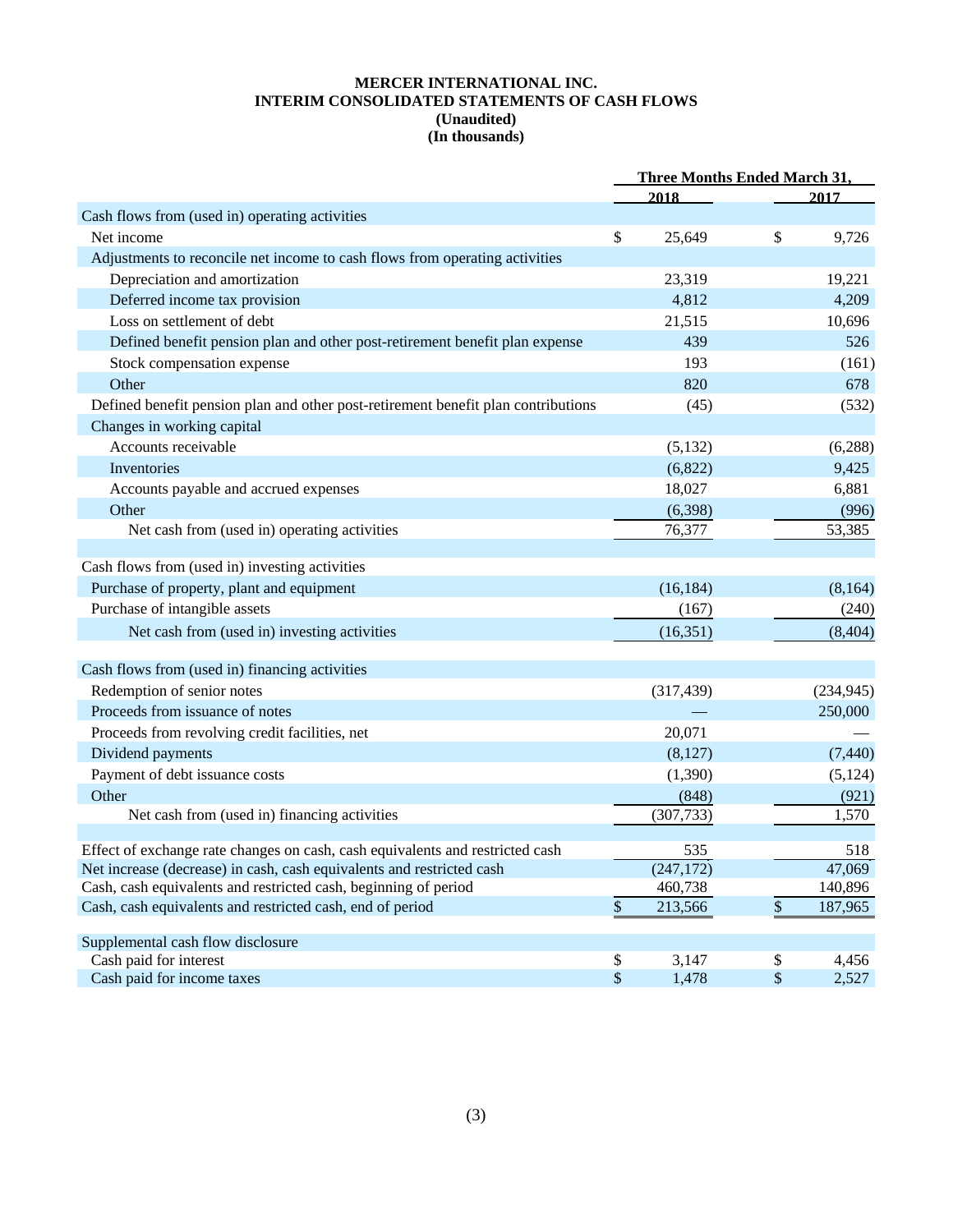# MERCER INTERNATIONAL INC.
## INTERIM CONSOLIDATED STATEMENTS OF CASH FLOWS
### (Unaudited)
### (In thousands)

| | Three Months Ended March 31, | |
|---|---|---|
| | 2018 | 2017 |
| Cash flows from (used in) operating activities | | |
| Net income | $ 25,649 | $ 9,726 |
| Adjustments to reconcile net income to cash flows from operating activities | | |
| Depreciation and amortization | 23,319 | 19,221 |
| Deferred income tax provision | 4,812 | 4,209 |
| Loss on settlement of debt | 21,515 | 10,696 |
| Defined benefit pension plan and other post-retirement benefit plan expense | 439 | 526 |
| Stock compensation expense | 193 | (161) |
| Other | 820 | 678 |
| Defined benefit pension plan and other post-retirement benefit plan contributions | (45) | (532) |
| Changes in working capital | | |
| Accounts receivable | (5,132) | (6,288) |
| Inventories | (6,822) | 9,425 |
| Accounts payable and accrued expenses | 18,027 | 6,881 |
| Other | (6,398) | (996) |
| Net cash from (used in) operating activities | 76,377 | 53,385 |
| | | |
| Cash flows from (used in) investing activities | | |
| Purchase of property, plant and equipment | (16,184) | (8,164) |
| Purchase of intangible assets | (167) | (240) |
| Net cash from (used in) investing activities | (16,351) | (8,404) |
| | | |
| Cash flows from (used in) financing activities | | |
| Redemption of senior notes | (317,439) | (234,945) |
| Proceeds from issuance of notes | — | 250,000 |
| Proceeds from revolving credit facilities, net | 20,071 | — |
| Dividend payments | (8,127) | (7,440) |
| Payment of debt issuance costs | (1,390) | (5,124) |
| Other | (848) | (921) |
| Net cash from (used in) financing activities | (307,733) | 1,570 |
| | | |
| Effect of exchange rate changes on cash, cash equivalents and restricted cash | 535 | 518 |
| Net increase (decrease) in cash, cash equivalents and restricted cash | (247,172) | 47,069 |
| Cash, cash equivalents and restricted cash, beginning of period | 460,738 | 140,896 |
| Cash, cash equivalents and restricted cash, end of period | $ 213,566 | $ 187,965 |
| | | |
| Supplemental cash flow disclosure | | |
| Cash paid for interest | $ 3,147 | $ 4,456 |
| Cash paid for income taxes | $ 1,478 | $ 2,527 |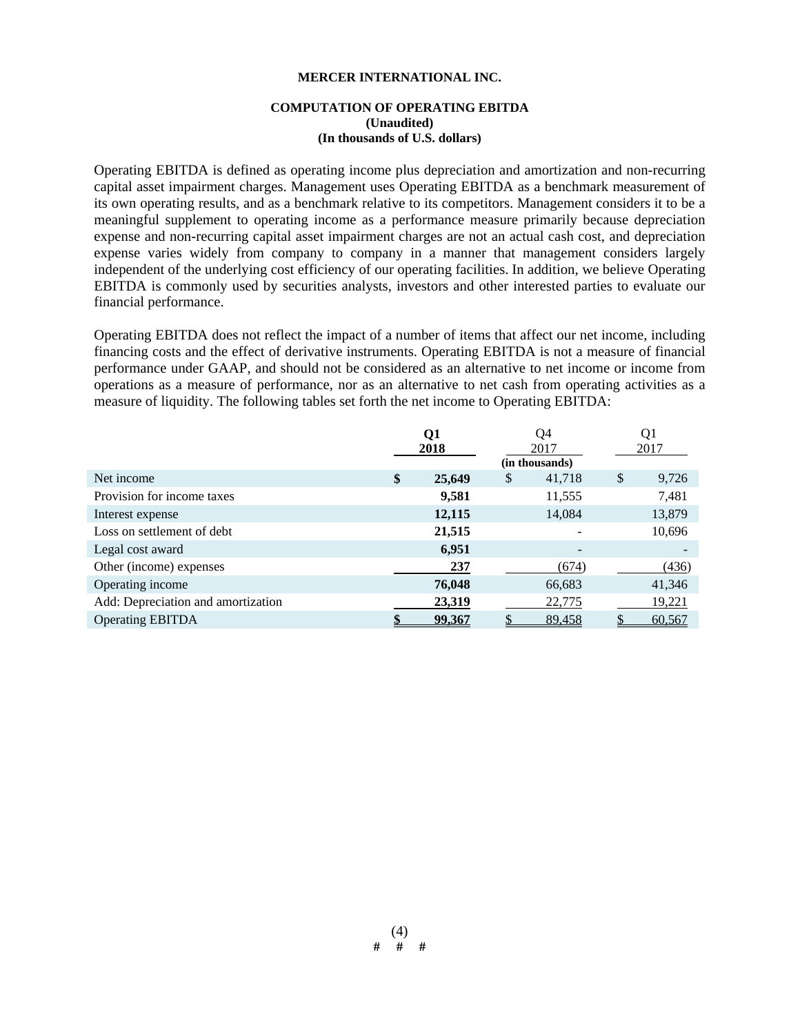**MERCER INTERNATIONAL INC.**

**COMPUTATION OF OPERATING EBITDA**
**(Unaudited)**
**(In thousands of U.S. dollars)**

Operating EBITDA is defined as operating income plus depreciation and amortization and non-recurring capital asset impairment charges. Management uses Operating EBITDA as a benchmark measurement of its own operating results, and as a benchmark relative to its competitors. Management considers it to be a meaningful supplement to operating income as a performance measure primarily because depreciation expense and non-recurring capital asset impairment charges are not an actual cash cost, and depreciation expense varies widely from company to company in a manner that management considers largely independent of the underlying cost efficiency of our operating facilities. In addition, we believe Operating EBITDA is commonly used by securities analysts, investors and other interested parties to evaluate our financial performance.

Operating EBITDA does not reflect the impact of a number of items that affect our net income, including financing costs and the effect of derivative instruments. Operating EBITDA is not a measure of financial performance under GAAP, and should not be considered as an alternative to net income or income from operations as a measure of performance, nor as an alternative to net cash from operating activities as a measure of liquidity. The following tables set forth the net income to Operating EBITDA:

| | **Q1 2018** | Q4 2017 | Q1 2017 |
|---|---|---|---|
| | | (in thousands) | |
| Net income | **$ 25,649** | $ 41,718 | $ 9,726 |
| Provision for income taxes | **9,581** | 11,555 | 7,481 |
| Interest expense | **12,115** | 14,084 | 13,879 |
| Loss on settlement of debt | **21,515** | - | 10,696 |
| Legal cost award | **6,951** | - | - |
| Other (income) expenses | **237** | (674) | (436) |
| Operating income | **76,048** | 66,683 | 41,346 |
| Add: Depreciation and amortization | **23,319** | 22,775 | 19,221 |
| Operating EBITDA | **$ 99,367** | $ 89,458 | $ 60,567 |

\# # #